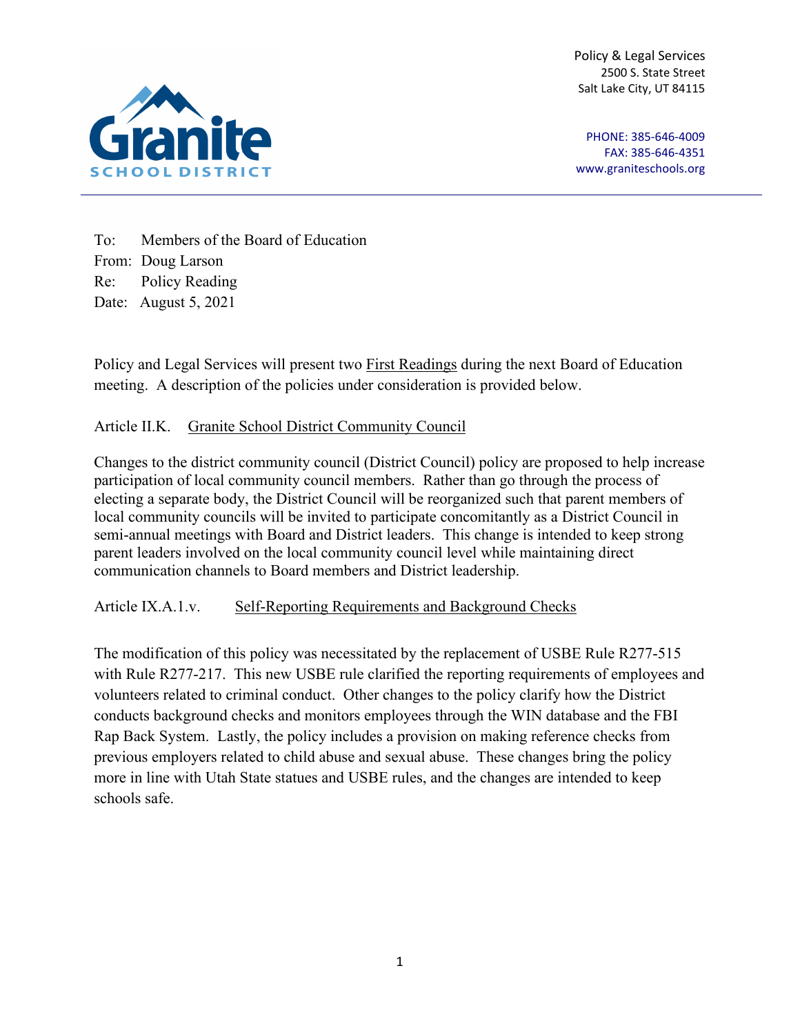Policy & Legal Services
2500 S. State Street
Salt Lake City, UT 84115

PHONE: 385-646-4009
FAX: 385-646-4351
www.graniteschools.org

To: Members of the Board of Education
From: Doug Larson
Re: Policy Reading
Date: August 5, 2021

Policy and Legal Services will present two First Readings during the next Board of Education meeting. A description of the policies under consideration is provided below.

Article II.K. Granite School District Community Council

Changes to the district community council (District Council) policy are proposed to help increase participation of local community council members. Rather than go through the process of electing a separate body, the District Council will be reorganized such that parent members of local community councils will be invited to participate concomitantly as a District Council in semi-annual meetings with Board and District leaders. This change is intended to keep strong parent leaders involved on the local community council level while maintaining direct communication channels to Board members and District leadership.

Article IX.A.1.v. Self-Reporting Requirements and Background Checks

The modification of this policy was necessitated by the replacement of USBE Rule R277-515 with Rule R277-217. This new USBE rule clarified the reporting requirements of employees and volunteers related to criminal conduct. Other changes to the policy clarify how the District conducts background checks and monitors employees through the WIN database and the FBI Rap Back System. Lastly, the policy includes a provision on making reference checks from previous employers related to child abuse and sexual abuse. These changes bring the policy more in line with Utah State statues and USBE rules, and the changes are intended to keep schools safe.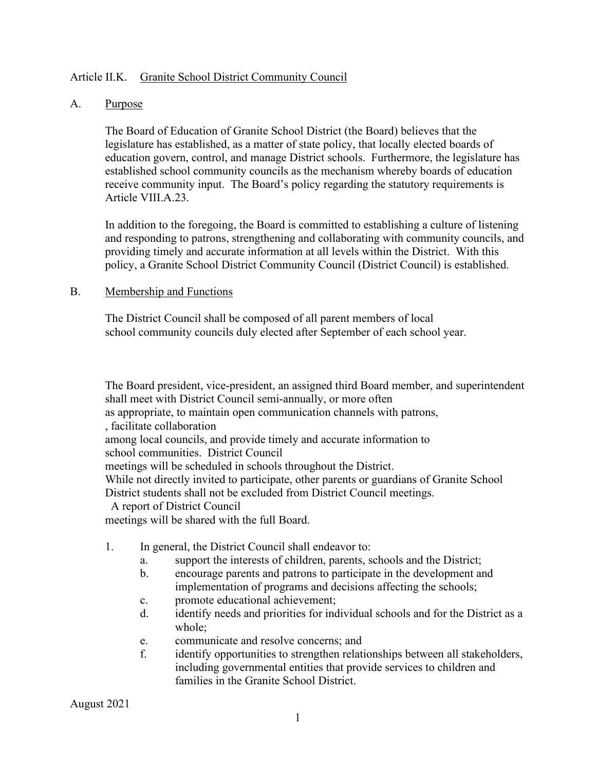Article II.K. Granite School District Community Council

A. Purpose

The Board of Education of Granite School District (the Board) believes that the legislature has established, as a matter of state policy, that locally elected boards of education govern, control, and manage District schools. Furthermore, the legislature has established school community councils as the mechanism whereby boards of education receive community input. The Board's policy regarding the statutory requirements is Article VIII.A.23.

In addition to the foregoing, the Board is committed to establishing a culture of listening and responding to patrons, strengthening and collaborating with community councils, and providing timely and accurate information at all levels within the District. With this policy, a Granite School District Community Council (District Council) is established.

B. Membership and Functions

The District Council shall be composed of all parent members of local school community councils duly elected after September of each school year.

The Board president, vice-president, an assigned third Board member, and superintendent shall meet with District Council semi-annually, or more often as appropriate, to maintain open communication channels with patrons, , facilitate collaboration among local councils, and provide timely and accurate information to school communities. District Council meetings will be scheduled in schools throughout the District. While not directly invited to participate, other parents or guardians of Granite School District students shall not be excluded from District Council meetings. A report of District Council meetings will be shared with the full Board.

1. In general, the District Council shall endeavor to:
   a. support the interests of children, parents, schools and the District;
   b. encourage parents and patrons to participate in the development and implementation of programs and decisions affecting the schools;
   c. promote educational achievement;
   d. identify needs and priorities for individual schools and for the District as a whole;
   e. communicate and resolve concerns; and
   f. identify opportunities to strengthen relationships between all stakeholders, including governmental entities that provide services to children and families in the Granite School District.

August 2021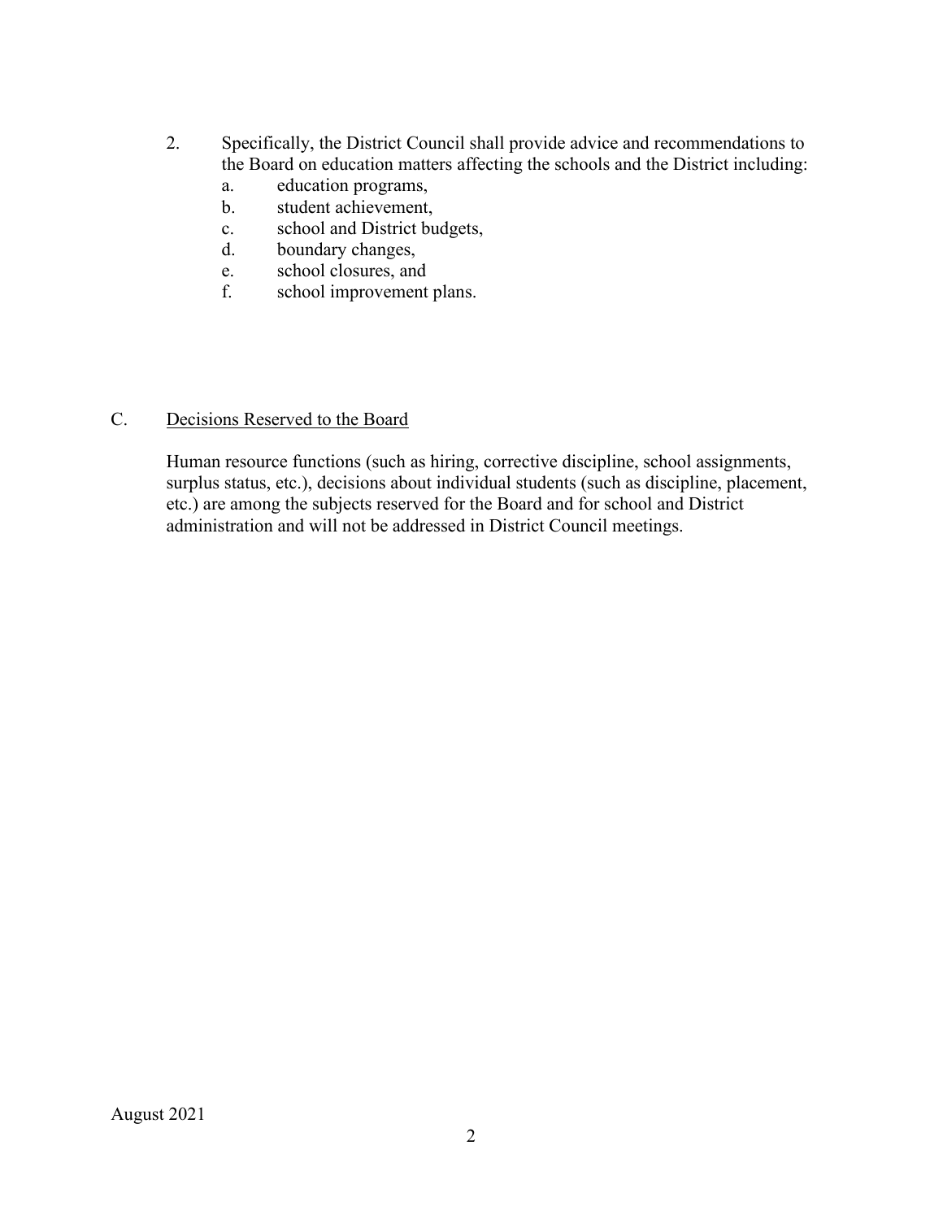2. Specifically, the District Council shall provide advice and recommendations to the Board on education matters affecting the schools and the District including:
   a. education programs,
   b. student achievement,
   c. school and District budgets,
   d. boundary changes,
   e. school closures, and
   f. school improvement plans.

C. Decisions Reserved to the Board

Human resource functions (such as hiring, corrective discipline, school assignments, surplus status, etc.), decisions about individual students (such as discipline, placement, etc.) are among the subjects reserved for the Board and for school and District administration and will not be addressed in District Council meetings.

August 2021